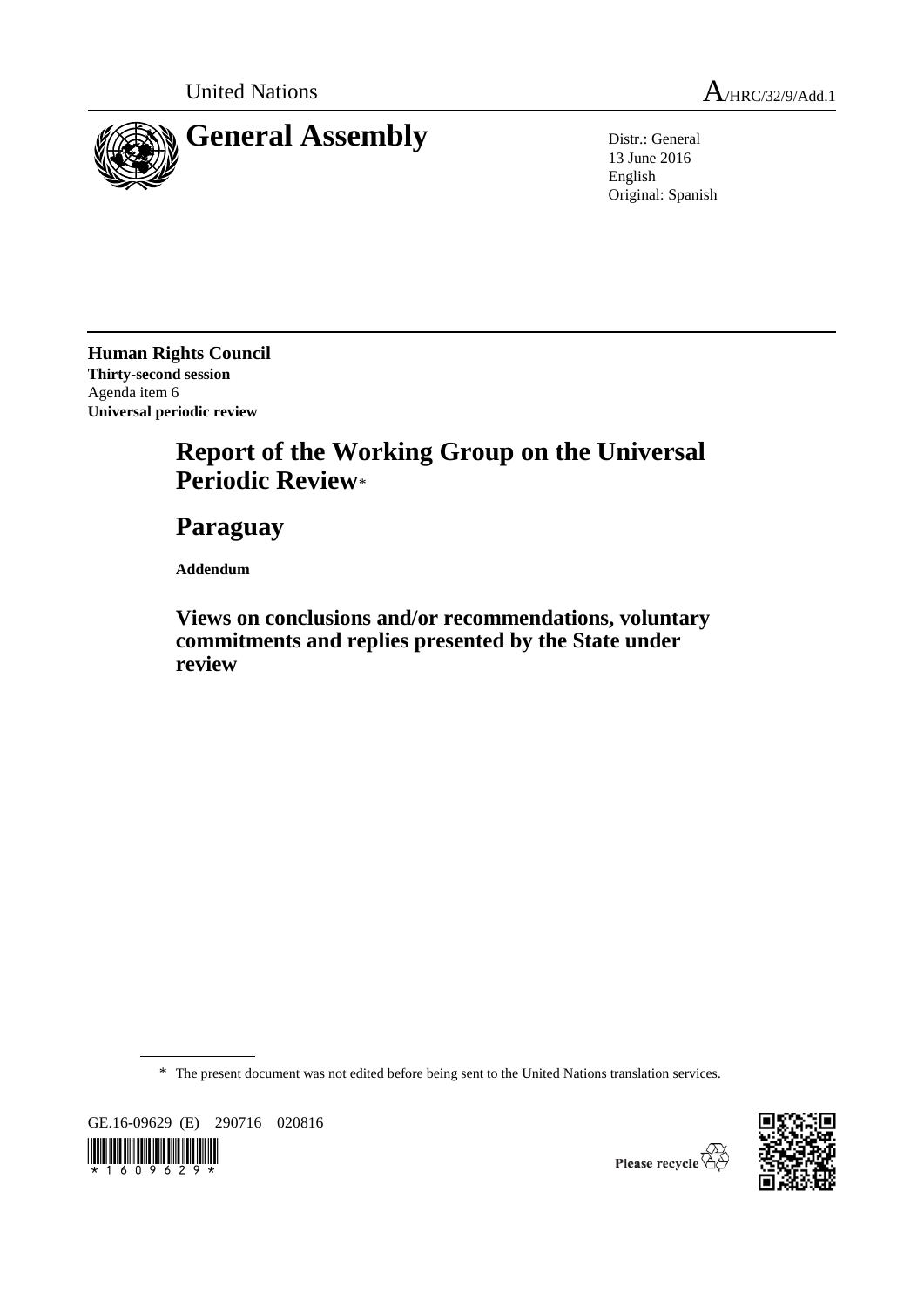United Nations A/HRC/32/9/Add.1

# General Assembly

Distr.: General
13 June 2016
English
Original: Spanish

**Human Rights Council**
**Thirty-second session**
Agenda item 6
**Universal periodic review**

# Report of the Working Group on the Universal Periodic Review*

# Paraguay

**Addendum**

## Views on conclusions and/or recommendations, voluntary commitments and replies presented by the State under review

---

\* The present document was not edited before being sent to the United Nations translation services.

GE.16-09629 (E) 290716 020816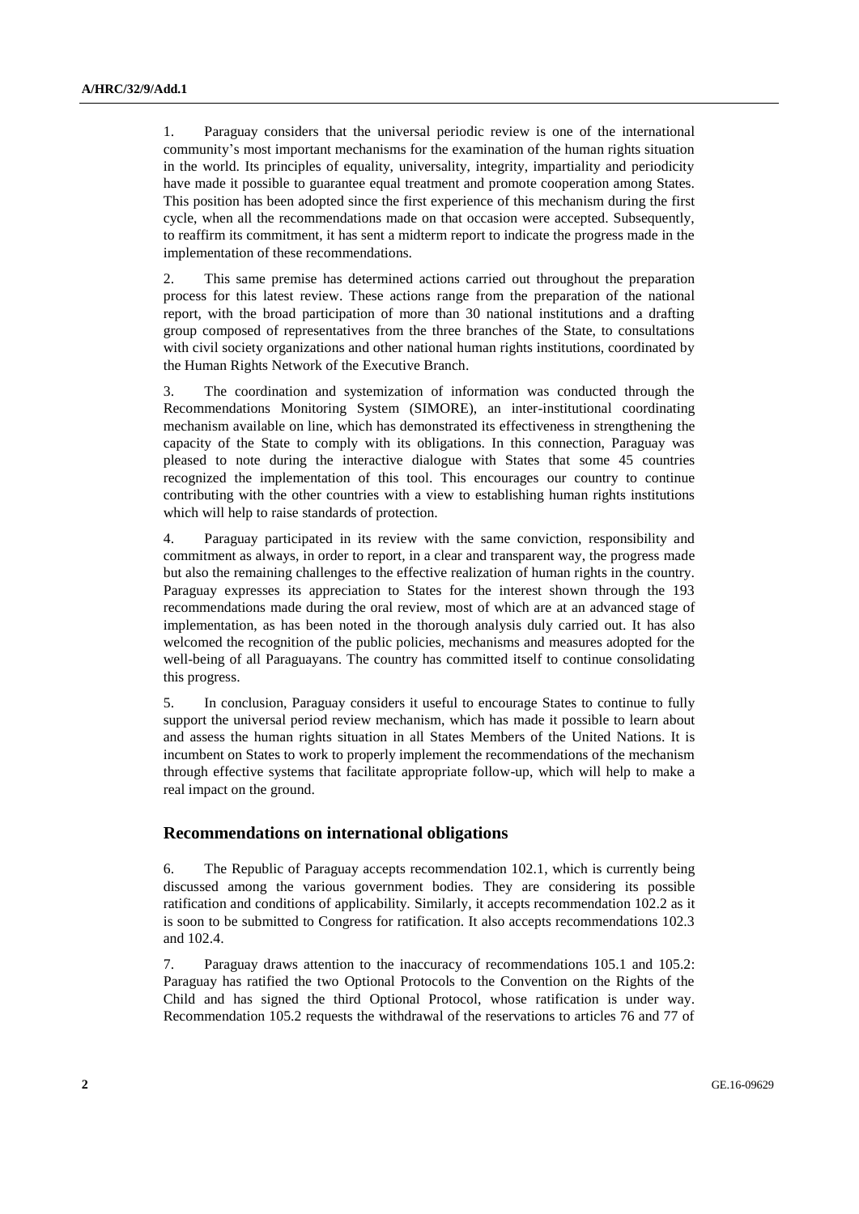1. Paraguay considers that the universal periodic review is one of the international community's most important mechanisms for the examination of the human rights situation in the world. Its principles of equality, universality, integrity, impartiality and periodicity have made it possible to guarantee equal treatment and promote cooperation among States. This position has been adopted since the first experience of this mechanism during the first cycle, when all the recommendations made on that occasion were accepted. Subsequently, to reaffirm its commitment, it has sent a midterm report to indicate the progress made in the implementation of these recommendations.

2. This same premise has determined actions carried out throughout the preparation process for this latest review. These actions range from the preparation of the national report, with the broad participation of more than 30 national institutions and a drafting group composed of representatives from the three branches of the State, to consultations with civil society organizations and other national human rights institutions, coordinated by the Human Rights Network of the Executive Branch.

3. The coordination and systemization of information was conducted through the Recommendations Monitoring System (SIMORE), an inter-institutional coordinating mechanism available on line, which has demonstrated its effectiveness in strengthening the capacity of the State to comply with its obligations. In this connection, Paraguay was pleased to note during the interactive dialogue with States that some 45 countries recognized the implementation of this tool. This encourages our country to continue contributing with the other countries with a view to establishing human rights institutions which will help to raise standards of protection.

4. Paraguay participated in its review with the same conviction, responsibility and commitment as always, in order to report, in a clear and transparent way, the progress made but also the remaining challenges to the effective realization of human rights in the country. Paraguay expresses its appreciation to States for the interest shown through the 193 recommendations made during the oral review, most of which are at an advanced stage of implementation, as has been noted in the thorough analysis duly carried out. It has also welcomed the recognition of the public policies, mechanisms and measures adopted for the well-being of all Paraguayans. The country has committed itself to continue consolidating this progress.

5. In conclusion, Paraguay considers it useful to encourage States to continue to fully support the universal period review mechanism, which has made it possible to learn about and assess the human rights situation in all States Members of the United Nations. It is incumbent on States to work to properly implement the recommendations of the mechanism through effective systems that facilitate appropriate follow-up, which will help to make a real impact on the ground.

## Recommendations on international obligations

6. The Republic of Paraguay accepts recommendation 102.1, which is currently being discussed among the various government bodies. They are considering its possible ratification and conditions of applicability. Similarly, it accepts recommendation 102.2 as it is soon to be submitted to Congress for ratification. It also accepts recommendations 102.3 and 102.4.

7. Paraguay draws attention to the inaccuracy of recommendations 105.1 and 105.2: Paraguay has ratified the two Optional Protocols to the Convention on the Rights of the Child and has signed the third Optional Protocol, whose ratification is under way. Recommendation 105.2 requests the withdrawal of the reservations to articles 76 and 77 of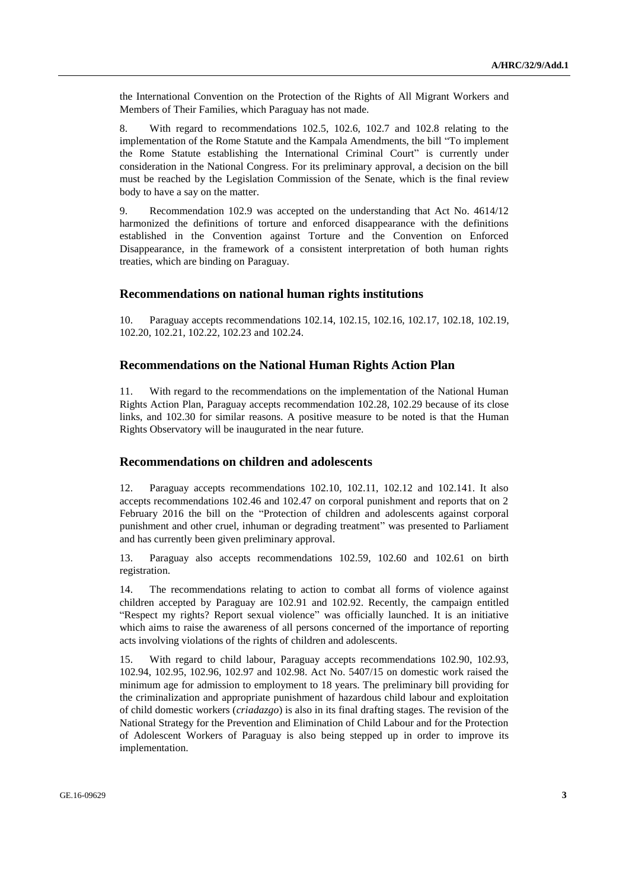the International Convention on the Protection of the Rights of All Migrant Workers and Members of Their Families, which Paraguay has not made.

8. With regard to recommendations 102.5, 102.6, 102.7 and 102.8 relating to the implementation of the Rome Statute and the Kampala Amendments, the bill "To implement the Rome Statute establishing the International Criminal Court" is currently under consideration in the National Congress. For its preliminary approval, a decision on the bill must be reached by the Legislation Commission of the Senate, which is the final review body to have a say on the matter.

9. Recommendation 102.9 was accepted on the understanding that Act No. 4614/12 harmonized the definitions of torture and enforced disappearance with the definitions established in the Convention against Torture and the Convention on Enforced Disappearance, in the framework of a consistent interpretation of both human rights treaties, which are binding on Paraguay.

### Recommendations on national human rights institutions

10. Paraguay accepts recommendations 102.14, 102.15, 102.16, 102.17, 102.18, 102.19, 102.20, 102.21, 102.22, 102.23 and 102.24.

### Recommendations on the National Human Rights Action Plan

11. With regard to the recommendations on the implementation of the National Human Rights Action Plan, Paraguay accepts recommendation 102.28, 102.29 because of its close links, and 102.30 for similar reasons. A positive measure to be noted is that the Human Rights Observatory will be inaugurated in the near future.

### Recommendations on children and adolescents

12. Paraguay accepts recommendations 102.10, 102.11, 102.12 and 102.141. It also accepts recommendations 102.46 and 102.47 on corporal punishment and reports that on 2 February 2016 the bill on the "Protection of children and adolescents against corporal punishment and other cruel, inhuman or degrading treatment" was presented to Parliament and has currently been given preliminary approval.

13. Paraguay also accepts recommendations 102.59, 102.60 and 102.61 on birth registration.

14. The recommendations relating to action to combat all forms of violence against children accepted by Paraguay are 102.91 and 102.92. Recently, the campaign entitled "Respect my rights? Report sexual violence" was officially launched. It is an initiative which aims to raise the awareness of all persons concerned of the importance of reporting acts involving violations of the rights of children and adolescents.

15. With regard to child labour, Paraguay accepts recommendations 102.90, 102.93, 102.94, 102.95, 102.96, 102.97 and 102.98. Act No. 5407/15 on domestic work raised the minimum age for admission to employment to 18 years. The preliminary bill providing for the criminalization and appropriate punishment of hazardous child labour and exploitation of child domestic workers (*criadazgo*) is also in its final drafting stages. The revision of the National Strategy for the Prevention and Elimination of Child Labour and for the Protection of Adolescent Workers of Paraguay is also being stepped up in order to improve its implementation.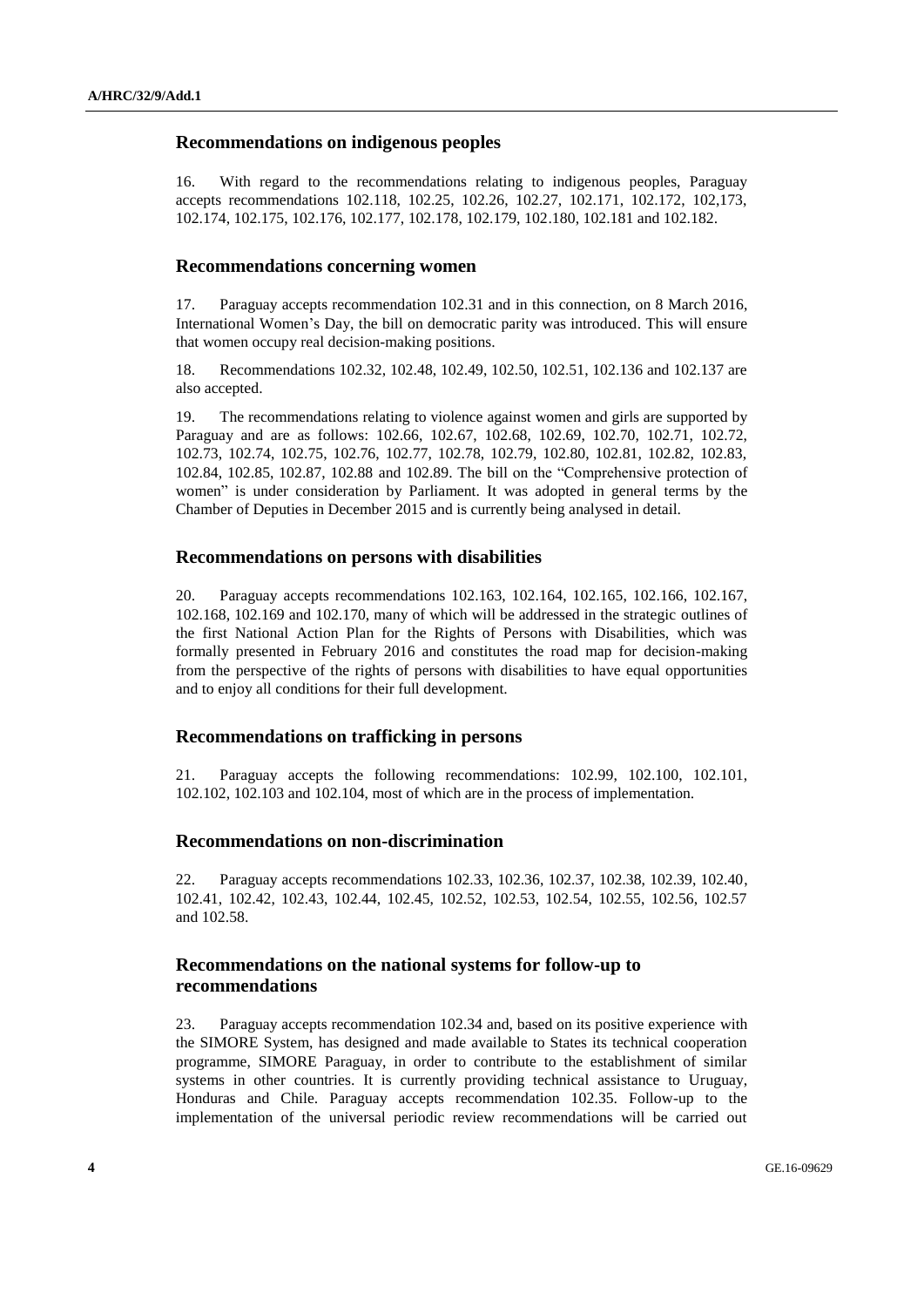## Recommendations on indigenous peoples

16. With regard to the recommendations relating to indigenous peoples, Paraguay accepts recommendations 102.118, 102.25, 102.26, 102.27, 102.171, 102.172, 102,173, 102.174, 102.175, 102.176, 102.177, 102.178, 102.179, 102.180, 102.181 and 102.182.

## Recommendations concerning women

17. Paraguay accepts recommendation 102.31 and in this connection, on 8 March 2016, International Women's Day, the bill on democratic parity was introduced. This will ensure that women occupy real decision-making positions.

18. Recommendations 102.32, 102.48, 102.49, 102.50, 102.51, 102.136 and 102.137 are also accepted.

19. The recommendations relating to violence against women and girls are supported by Paraguay and are as follows: 102.66, 102.67, 102.68, 102.69, 102.70, 102.71, 102.72, 102.73, 102.74, 102.75, 102.76, 102.77, 102.78, 102.79, 102.80, 102.81, 102.82, 102.83, 102.84, 102.85, 102.87, 102.88 and 102.89. The bill on the "Comprehensive protection of women" is under consideration by Parliament. It was adopted in general terms by the Chamber of Deputies in December 2015 and is currently being analysed in detail.

## Recommendations on persons with disabilities

20. Paraguay accepts recommendations 102.163, 102.164, 102.165, 102.166, 102.167, 102.168, 102.169 and 102.170, many of which will be addressed in the strategic outlines of the first National Action Plan for the Rights of Persons with Disabilities, which was formally presented in February 2016 and constitutes the road map for decision-making from the perspective of the rights of persons with disabilities to have equal opportunities and to enjoy all conditions for their full development.

## Recommendations on trafficking in persons

21. Paraguay accepts the following recommendations: 102.99, 102.100, 102.101, 102.102, 102.103 and 102.104, most of which are in the process of implementation.

## Recommendations on non-discrimination

22. Paraguay accepts recommendations 102.33, 102.36, 102.37, 102.38, 102.39, 102.40, 102.41, 102.42, 102.43, 102.44, 102.45, 102.52, 102.53, 102.54, 102.55, 102.56, 102.57 and 102.58.

## Recommendations on the national systems for follow-up to recommendations

23. Paraguay accepts recommendation 102.34 and, based on its positive experience with the SIMORE System, has designed and made available to States its technical cooperation programme, SIMORE Paraguay, in order to contribute to the establishment of similar systems in other countries. It is currently providing technical assistance to Uruguay, Honduras and Chile. Paraguay accepts recommendation 102.35. Follow-up to the implementation of the universal periodic review recommendations will be carried out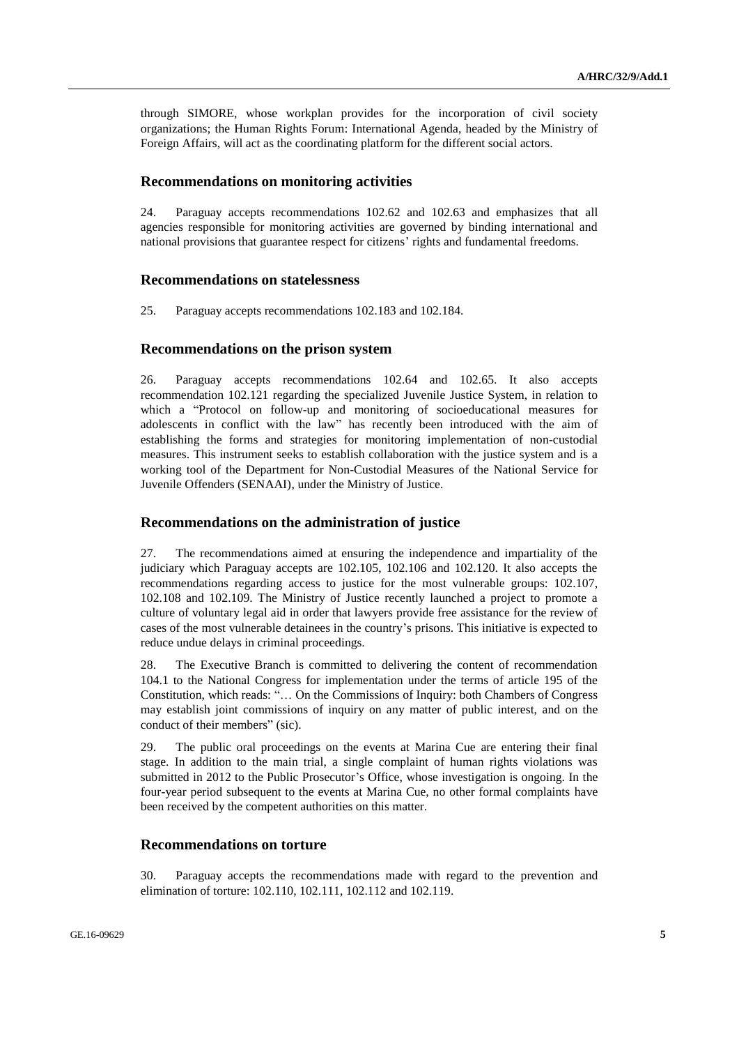through SIMORE, whose workplan provides for the incorporation of civil society organizations; the Human Rights Forum: International Agenda, headed by the Ministry of Foreign Affairs, will act as the coordinating platform for the different social actors.

### Recommendations on monitoring activities

24. Paraguay accepts recommendations 102.62 and 102.63 and emphasizes that all agencies responsible for monitoring activities are governed by binding international and national provisions that guarantee respect for citizens' rights and fundamental freedoms.

### Recommendations on statelessness

25. Paraguay accepts recommendations 102.183 and 102.184.

### Recommendations on the prison system

26. Paraguay accepts recommendations 102.64 and 102.65. It also accepts recommendation 102.121 regarding the specialized Juvenile Justice System, in relation to which a "Protocol on follow-up and monitoring of socioeducational measures for adolescents in conflict with the law" has recently been introduced with the aim of establishing the forms and strategies for monitoring implementation of non-custodial measures. This instrument seeks to establish collaboration with the justice system and is a working tool of the Department for Non-Custodial Measures of the National Service for Juvenile Offenders (SENAAI), under the Ministry of Justice.

### Recommendations on the administration of justice

27. The recommendations aimed at ensuring the independence and impartiality of the judiciary which Paraguay accepts are 102.105, 102.106 and 102.120. It also accepts the recommendations regarding access to justice for the most vulnerable groups: 102.107, 102.108 and 102.109. The Ministry of Justice recently launched a project to promote a culture of voluntary legal aid in order that lawyers provide free assistance for the review of cases of the most vulnerable detainees in the country's prisons. This initiative is expected to reduce undue delays in criminal proceedings.

28. The Executive Branch is committed to delivering the content of recommendation 104.1 to the National Congress for implementation under the terms of article 195 of the Constitution, which reads: "… On the Commissions of Inquiry: both Chambers of Congress may establish joint commissions of inquiry on any matter of public interest, and on the conduct of their members" (sic).

29. The public oral proceedings on the events at Marina Cue are entering their final stage. In addition to the main trial, a single complaint of human rights violations was submitted in 2012 to the Public Prosecutor's Office, whose investigation is ongoing. In the four-year period subsequent to the events at Marina Cue, no other formal complaints have been received by the competent authorities on this matter.

### Recommendations on torture

30. Paraguay accepts the recommendations made with regard to the prevention and elimination of torture: 102.110, 102.111, 102.112 and 102.119.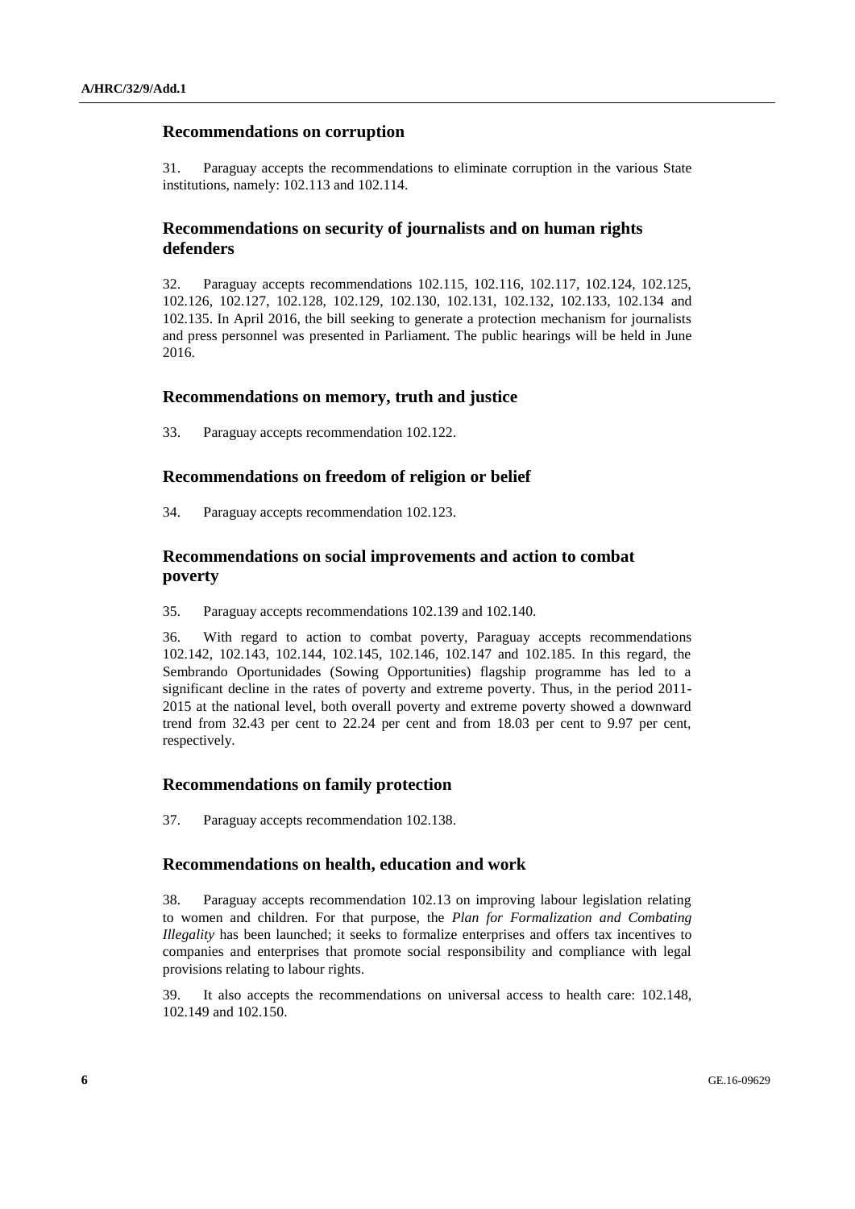## Recommendations on corruption

31. Paraguay accepts the recommendations to eliminate corruption in the various State institutions, namely: 102.113 and 102.114.

## Recommendations on security of journalists and on human rights defenders

32. Paraguay accepts recommendations 102.115, 102.116, 102.117, 102.124, 102.125, 102.126, 102.127, 102.128, 102.129, 102.130, 102.131, 102.132, 102.133, 102.134 and 102.135. In April 2016, the bill seeking to generate a protection mechanism for journalists and press personnel was presented in Parliament. The public hearings will be held in June 2016.

## Recommendations on memory, truth and justice

33. Paraguay accepts recommendation 102.122.

## Recommendations on freedom of religion or belief

34. Paraguay accepts recommendation 102.123.

## Recommendations on social improvements and action to combat poverty

35. Paraguay accepts recommendations 102.139 and 102.140.

36. With regard to action to combat poverty, Paraguay accepts recommendations 102.142, 102.143, 102.144, 102.145, 102.146, 102.147 and 102.185. In this regard, the Sembrando Oportunidades (Sowing Opportunities) flagship programme has led to a significant decline in the rates of poverty and extreme poverty. Thus, in the period 2011-2015 at the national level, both overall poverty and extreme poverty showed a downward trend from 32.43 per cent to 22.24 per cent and from 18.03 per cent to 9.97 per cent, respectively.

## Recommendations on family protection

37. Paraguay accepts recommendation 102.138.

## Recommendations on health, education and work

38. Paraguay accepts recommendation 102.13 on improving labour legislation relating to women and children. For that purpose, the *Plan for Formalization and Combating Illegality* has been launched; it seeks to formalize enterprises and offers tax incentives to companies and enterprises that promote social responsibility and compliance with legal provisions relating to labour rights.

39. It also accepts the recommendations on universal access to health care: 102.148, 102.149 and 102.150.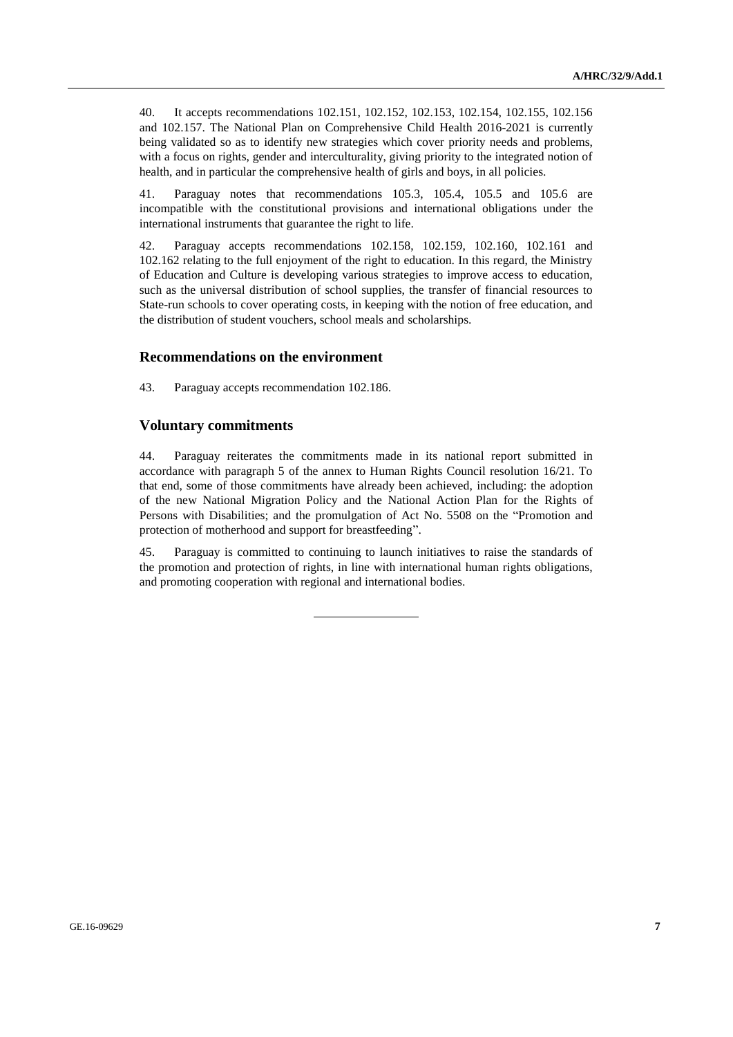40. It accepts recommendations 102.151, 102.152, 102.153, 102.154, 102.155, 102.156 and 102.157. The National Plan on Comprehensive Child Health 2016-2021 is currently being validated so as to identify new strategies which cover priority needs and problems, with a focus on rights, gender and interculturality, giving priority to the integrated notion of health, and in particular the comprehensive health of girls and boys, in all policies.

41. Paraguay notes that recommendations 105.3, 105.4, 105.5 and 105.6 are incompatible with the constitutional provisions and international obligations under the international instruments that guarantee the right to life.

42. Paraguay accepts recommendations 102.158, 102.159, 102.160, 102.161 and 102.162 relating to the full enjoyment of the right to education. In this regard, the Ministry of Education and Culture is developing various strategies to improve access to education, such as the universal distribution of school supplies, the transfer of financial resources to State-run schools to cover operating costs, in keeping with the notion of free education, and the distribution of student vouchers, school meals and scholarships.

## Recommendations on the environment

43. Paraguay accepts recommendation 102.186.

## Voluntary commitments

44. Paraguay reiterates the commitments made in its national report submitted in accordance with paragraph 5 of the annex to Human Rights Council resolution 16/21. To that end, some of those commitments have already been achieved, including: the adoption of the new National Migration Policy and the National Action Plan for the Rights of Persons with Disabilities; and the promulgation of Act No. 5508 on the "Promotion and protection of motherhood and support for breastfeeding".

45. Paraguay is committed to continuing to launch initiatives to raise the standards of the promotion and protection of rights, in line with international human rights obligations, and promoting cooperation with regional and international bodies.